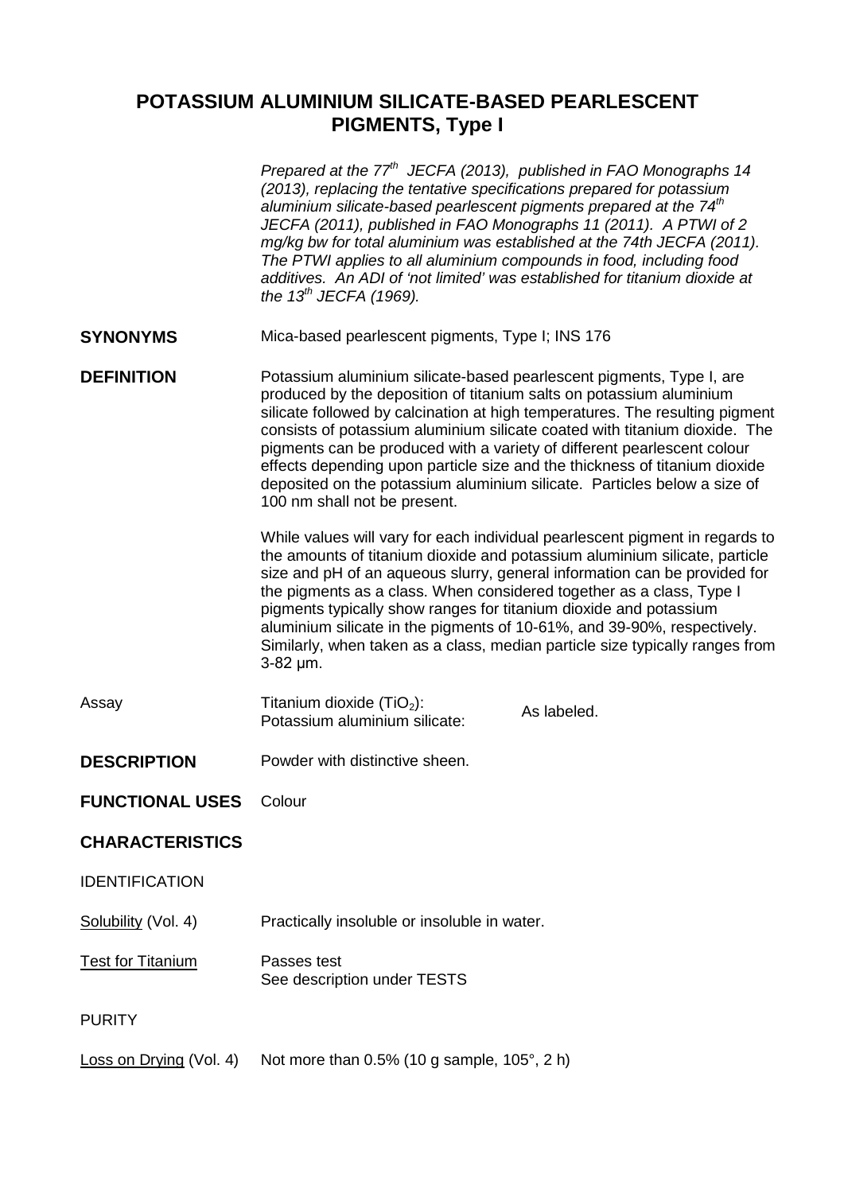# POTASSIUM ALUMINIUM SILICATE-BASED PEARLESCENT PIGMENTS, Type I

*Prepared at the 77th JECFA (2013), published in FAO Monographs 14 (2013), replacing the tentative specifications prepared for potassium aluminium silicate-based pearlescent pigments prepared at the 74th JECFA (2011), published in FAO Monographs 11 (2011). A PTWI of 2 mg/kg bw for total aluminium was established at the 74th JECFA (2011). The PTWI applies to all aluminium compounds in food, including food additives. An ADI of 'not limited' was established for titanium dioxide at the 13th JECFA (1969).*

**SYNONYMS** Mica-based pearlescent pigments, Type I; INS 176

**DEFINITION** Potassium aluminium silicate-based pearlescent pigments, Type I, are produced by the deposition of titanium salts on potassium aluminium silicate followed by calcination at high temperatures. The resulting pigment consists of potassium aluminium silicate coated with titanium dioxide. The pigments can be produced with a variety of different pearlescent colour effects depending upon particle size and the thickness of titanium dioxide deposited on the potassium aluminium silicate. Particles below a size of 100 nm shall not be present.

While values will vary for each individual pearlescent pigment in regards to the amounts of titanium dioxide and potassium aluminium silicate, particle size and pH of an aqueous slurry, general information can be provided for the pigments as a class. When considered together as a class, Type I pigments typically show ranges for titanium dioxide and potassium aluminium silicate in the pigments of 10-61%, and 39-90%, respectively. Similarly, when taken as a class, median particle size typically ranges from 3-82 µm.

Assay Titanium dioxide ($TiO_2$): Potassium aluminium silicate: As labeled.

**DESCRIPTION** Powder with distinctive sheen.

**FUNCTIONAL USES** Colour

## CHARACTERISTICS

IDENTIFICATION

Solubility (Vol. 4) Practically insoluble or insoluble in water.

Test for Titanium Passes test
See description under TESTS

PURITY

Loss on Drying (Vol. 4) Not more than 0.5% (10 g sample, 105°, 2 h)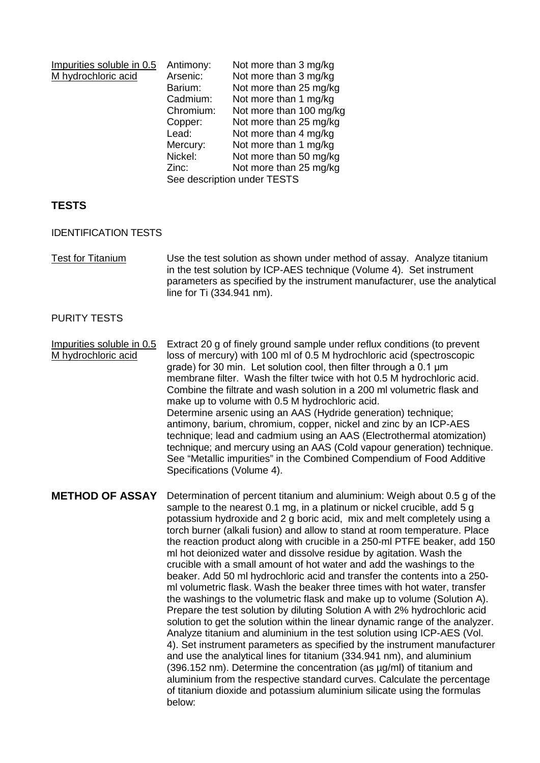| | | |
|---|---|---|
| Impurities soluble in 0.5 M hydrochloric acid | Antimony: | Not more than 3 mg/kg |
| | Arsenic: | Not more than 3 mg/kg |
| | Barium: | Not more than 25 mg/kg |
| | Cadmium: | Not more than 1 mg/kg |
| | Chromium: | Not more than 100 mg/kg |
| | Copper: | Not more than 25 mg/kg |
| | Lead: | Not more than 4 mg/kg |
| | Mercury: | Not more than 1 mg/kg |
| | Nickel: | Not more than 50 mg/kg |
| | Zinc: | Not more than 25 mg/kg |
| | See description under TESTS | |

## TESTS

### IDENTIFICATION TESTS

Test for Titanium

Use the test solution as shown under method of assay. Analyze titanium in the test solution by ICP-AES technique (Volume 4). Set instrument parameters as specified by the instrument manufacturer, use the analytical line for Ti (334.941 nm).

### PURITY TESTS

Impurities soluble in 0.5 M hydrochloric acid

Extract 20 g of finely ground sample under reflux conditions (to prevent loss of mercury) with 100 ml of 0.5 M hydrochloric acid (spectroscopic grade) for 30 min. Let solution cool, then filter through a 0.1 µm membrane filter. Wash the filter twice with hot 0.5 M hydrochloric acid. Combine the filtrate and wash solution in a 200 ml volumetric flask and make up to volume with 0.5 M hydrochloric acid.
Determine arsenic using an AAS (Hydride generation) technique; antimony, barium, chromium, copper, nickel and zinc by an ICP-AES technique; lead and cadmium using an AAS (Electrothermal atomization) technique; and mercury using an AAS (Cold vapour generation) technique. See "Metallic impurities" in the Combined Compendium of Food Additive Specifications (Volume 4).

## METHOD OF ASSAY

Determination of percent titanium and aluminium: Weigh about 0.5 g of the sample to the nearest 0.1 mg, in a platinum or nickel crucible, add 5 g potassium hydroxide and 2 g boric acid, mix and melt completely using a torch burner (alkali fusion) and allow to stand at room temperature. Place the reaction product along with crucible in a 250-ml PTFE beaker, add 150 ml hot deionized water and dissolve residue by agitation. Wash the crucible with a small amount of hot water and add the washings to the beaker. Add 50 ml hydrochloric acid and transfer the contents into a 250-ml volumetric flask. Wash the beaker three times with hot water, transfer the washings to the volumetric flask and make up to volume (Solution A). Prepare the test solution by diluting Solution A with 2% hydrochloric acid solution to get the solution within the linear dynamic range of the analyzer. Analyze titanium and aluminium in the test solution using ICP-AES (Vol. 4). Set instrument parameters as specified by the instrument manufacturer and use the analytical lines for titanium (334.941 nm), and aluminium (396.152 nm). Determine the concentration (as µg/ml) of titanium and aluminium from the respective standard curves. Calculate the percentage of titanium dioxide and potassium aluminium silicate using the formulas below: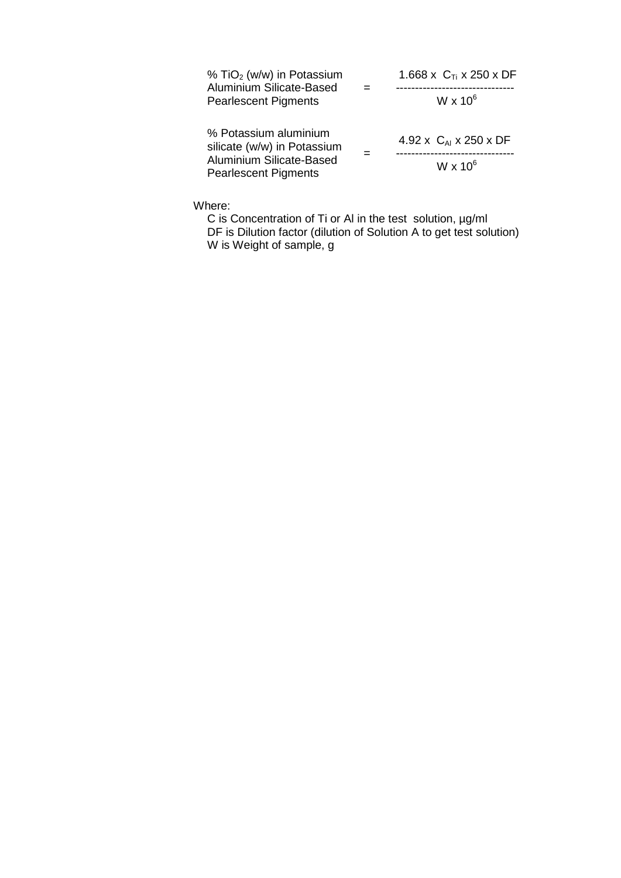$$\%\ TiO_2\ (w/w)\ \text{in Potassium Aluminium Silicate-Based Pearlescent Pigments} = \frac{1.668 \times C_{Ti} \times 250 \times DF}{W \times 10^6}$$

$$\%\ \text{Potassium aluminium silicate (w/w) in Potassium Aluminium Silicate-Based Pearlescent Pigments} = \frac{4.92 \times C_{Al} \times 250 \times DF}{W \times 10^6}$$

Where:

C is Concentration of Ti or Al in the test solution, µg/ml
DF is Dilution factor (dilution of Solution A to get test solution)
W is Weight of sample, g